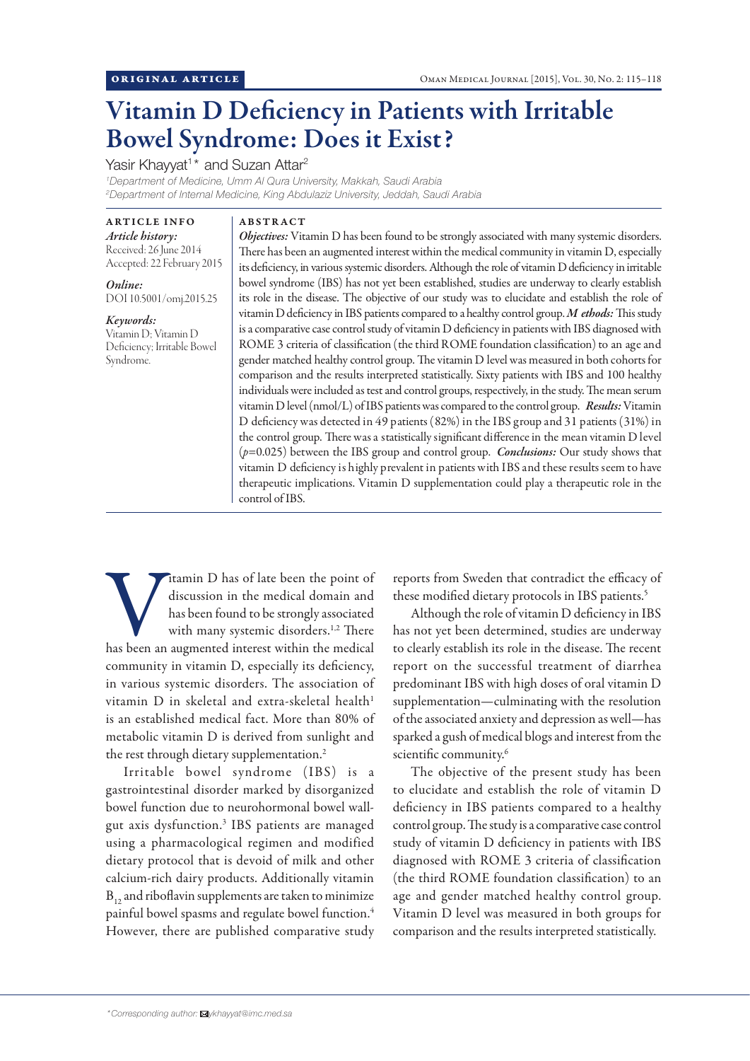ORIGINAL ARTICLE

# Vitamin D Deficiency in Patients with Irritable Bowel Syndrome: Does it Exist?

Yasir Khayyat[1]* and Suzan Attar[2]

[1]*Department of Medicine, Umm Al Qura University, Makkah, Saudi Arabia*
[2]*Department of Internal Medicine, King Abdulaziz University, Jeddah, Saudi Arabia*

**ARTICLE INFO**

*Article history:*
Received: 26 June 2014
Accepted: 22 February 2015

*Online:*
DOI 10.5001/omj.2015.25

*Keywords:*
Vitamin D; Vitamin D Deficiency; Irritable Bowel Syndrome.

**ABSTRACT**

***Objectives:*** Vitamin D has been found to be strongly associated with many systemic disorders. There has been an augmented interest within the medical community in vitamin D, especially its deficiency, in various systemic disorders. Although the role of vitamin D deficiency in irritable bowel syndrome (IBS) has not yet been established, studies are underway to clearly establish its role in the disease. The objective of our study was to elucidate and establish the role of vitamin D deficiency in IBS patients compared to a healthy control group. ***M ethods:*** This study is a comparative case control study of vitamin D deficiency in patients with IBS diagnosed with ROME 3 criteria of classification (the third ROME foundation classification) to an age and gender matched healthy control group. The vitamin D level was measured in both cohorts for comparison and the results interpreted statistically. Sixty patients with IBS and 100 healthy individuals were included as test and control groups, respectively, in the study. The mean serum vitamin D level (nmol/L) of IBS patients was compared to the control group. ***Results:*** Vitamin D deficiency was detected in 49 patients (82%) in the IBS group and 31 patients (31%) in the control group. There was a statistically significant difference in the mean vitamin D level ($p$=0.025) between the IBS group and control group. ***Conclusions:*** Our study shows that vitamin D deficiency is highly prevalent in patients with IBS and these results seem to have therapeutic implications. Vitamin D supplementation could play a therapeutic role in the control of IBS.

Vitamin D has of late been the point of discussion in the medical domain and has been found to be strongly associated with many systemic disorders.[1,2] There has been an augmented interest within the medical community in vitamin D, especially its deficiency, in various systemic disorders. The association of vitamin D in skeletal and extra-skeletal health[1] is an established medical fact. More than 80% of metabolic vitamin D is derived from sunlight and the rest through dietary supplementation.[2]

Irritable bowel syndrome (IBS) is a gastrointestinal disorder marked by disorganized bowel function due to neurohormonal bowel wall-gut axis dysfunction.[3] IBS patients are managed using a pharmacological regimen and modified dietary protocol that is devoid of milk and other calcium-rich dairy products. Additionally vitamin $B_{12}$ and riboflavin supplements are taken to minimize painful bowel spasms and regulate bowel function.[4] However, there are published comparative study reports from Sweden that contradict the efficacy of these modified dietary protocols in IBS patients.[5]

Although the role of vitamin D deficiency in IBS has not yet been determined, studies are underway to clearly establish its role in the disease. The recent report on the successful treatment of diarrhea predominant IBS with high doses of oral vitamin D supplementation—culminating with the resolution of the associated anxiety and depression as well—has sparked a gush of medical blogs and interest from the scientific community.[6]

The objective of the present study has been to elucidate and establish the role of vitamin D deficiency in IBS patients compared to a healthy control group. The study is a comparative case control study of vitamin D deficiency in patients with IBS diagnosed with ROME 3 criteria of classification (the third ROME foundation classification) to an age and gender matched healthy control group. Vitamin D level was measured in both groups for comparison and the results interpreted statistically.

*\*Corresponding author: ykhayyat@imc.med.sa*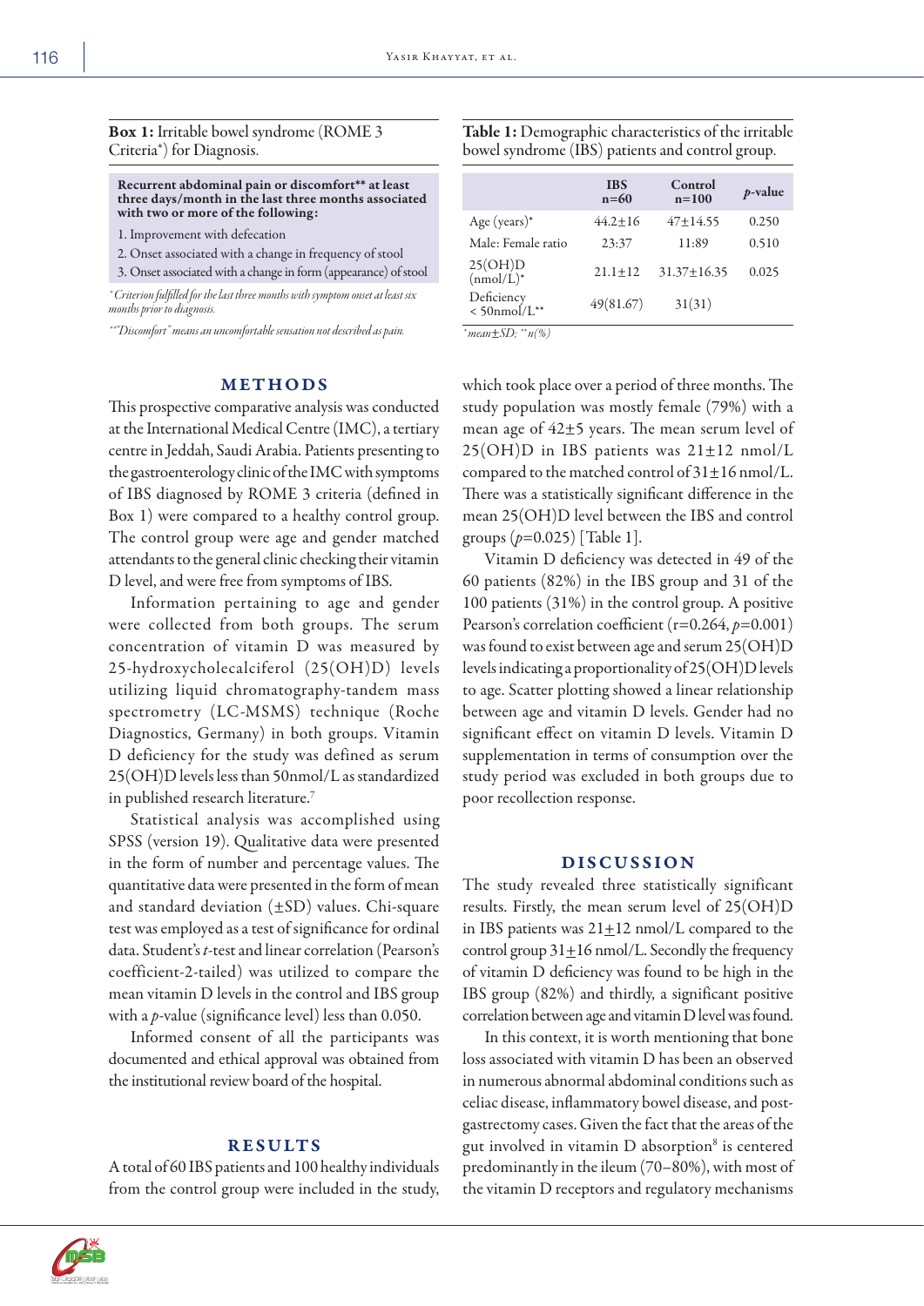**Box 1:** Irritable bowel syndrome (ROME 3 Criteria*) for Diagnosis.

**Recurrent abdominal pain or discomfort** at least three days/month in the last three months associated with two or more of the following:**

1. Improvement with defecation
2. Onset associated with a change in frequency of stool
3. Onset associated with a change in form (appearance) of stool

*\*Criterion fulfilled for the last three months with symptom onset at least six months prior to diagnosis.*

*\*\*"Discomfort" means an uncomfortable sensation not described as pain.*

## METHODS

This prospective comparative analysis was conducted at the International Medical Centre (IMC), a tertiary centre in Jeddah, Saudi Arabia. Patients presenting to the gastroenterology clinic of the IMC with symptoms of IBS diagnosed by ROME 3 criteria (defined in Box 1) were compared to a healthy control group. The control group were age and gender matched attendants to the general clinic checking their vitamin D level, and were free from symptoms of IBS.

Information pertaining to age and gender were collected from both groups. The serum concentration of vitamin D was measured by 25-hydroxycholecalciferol (25(OH)D) levels utilizing liquid chromatography-tandem mass spectrometry (LC-MSMS) technique (Roche Diagnostics, Germany) in both groups. Vitamin D deficiency for the study was defined as serum 25(OH)D levels less than 50nmol/L as standardized in published research literature.[7]

Statistical analysis was accomplished using SPSS (version 19). Qualitative data were presented in the form of number and percentage values. The quantitative data were presented in the form of mean and standard deviation (±SD) values. Chi-square test was employed as a test of significance for ordinal data. Student's *t*-test and linear correlation (Pearson's coefficient-2-tailed) was utilized to compare the mean vitamin D levels in the control and IBS group with a *p*-value (significance level) less than 0.050.

Informed consent of all the participants was documented and ethical approval was obtained from the institutional review board of the hospital.

## RESULTS

A total of 60 IBS patients and 100 healthy individuals from the control group were included in the study, which took place over a period of three months. The study population was mostly female (79%) with a mean age of 42±5 years. The mean serum level of 25(OH)D in IBS patients was 21±12 nmol/L compared to the matched control of 31±16 nmol/L. There was a statistically significant difference in the mean 25(OH)D level between the IBS and control groups ($p$=0.025) [Table 1].

**Table 1:** Demographic characteristics of the irritable bowel syndrome (IBS) patients and control group.

| | IBS n=60 | Control n=100 | *p*-value |
|---|---|---|---|
| Age (years)* | 44.2±16 | 47±14.55 | 0.250 |
| Male: Female ratio | 23:37 | 11:89 | 0.510 |
| 25(OH)D (nmol/L)* | 21.1±12 | 31.37±16.35 | 0.025 |
| Deficiency < 50nmol/L** | 49(81.67) | 31(31) | |

*\*mean±SD; \*\*n(%)*

Vitamin D deficiency was detected in 49 of the 60 patients (82%) in the IBS group and 31 of the 100 patients (31%) in the control group. A positive Pearson's correlation coefficient (r=0.264, $p$=0.001) was found to exist between age and serum 25(OH)D levels indicating a proportionality of 25(OH)D levels to age. Scatter plotting showed a linear relationship between age and vitamin D levels. Gender had no significant effect on vitamin D levels. Vitamin D supplementation in terms of consumption over the study period was excluded in both groups due to poor recollection response.

## DISCUSSION

The study revealed three statistically significant results. Firstly, the mean serum level of 25(OH)D in IBS patients was 21±12 nmol/L compared to the control group 31±16 nmol/L. Secondly the frequency of vitamin D deficiency was found to be high in the IBS group (82%) and thirdly, a significant positive correlation between age and vitamin D level was found.

In this context, it is worth mentioning that bone loss associated with vitamin D has been an observed in numerous abnormal abdominal conditions such as celiac disease, inflammatory bowel disease, and post-gastrectomy cases. Given the fact that the areas of the gut involved in vitamin D absorption[8] is centered predominantly in the ileum (70–80%), with most of the vitamin D receptors and regulatory mechanisms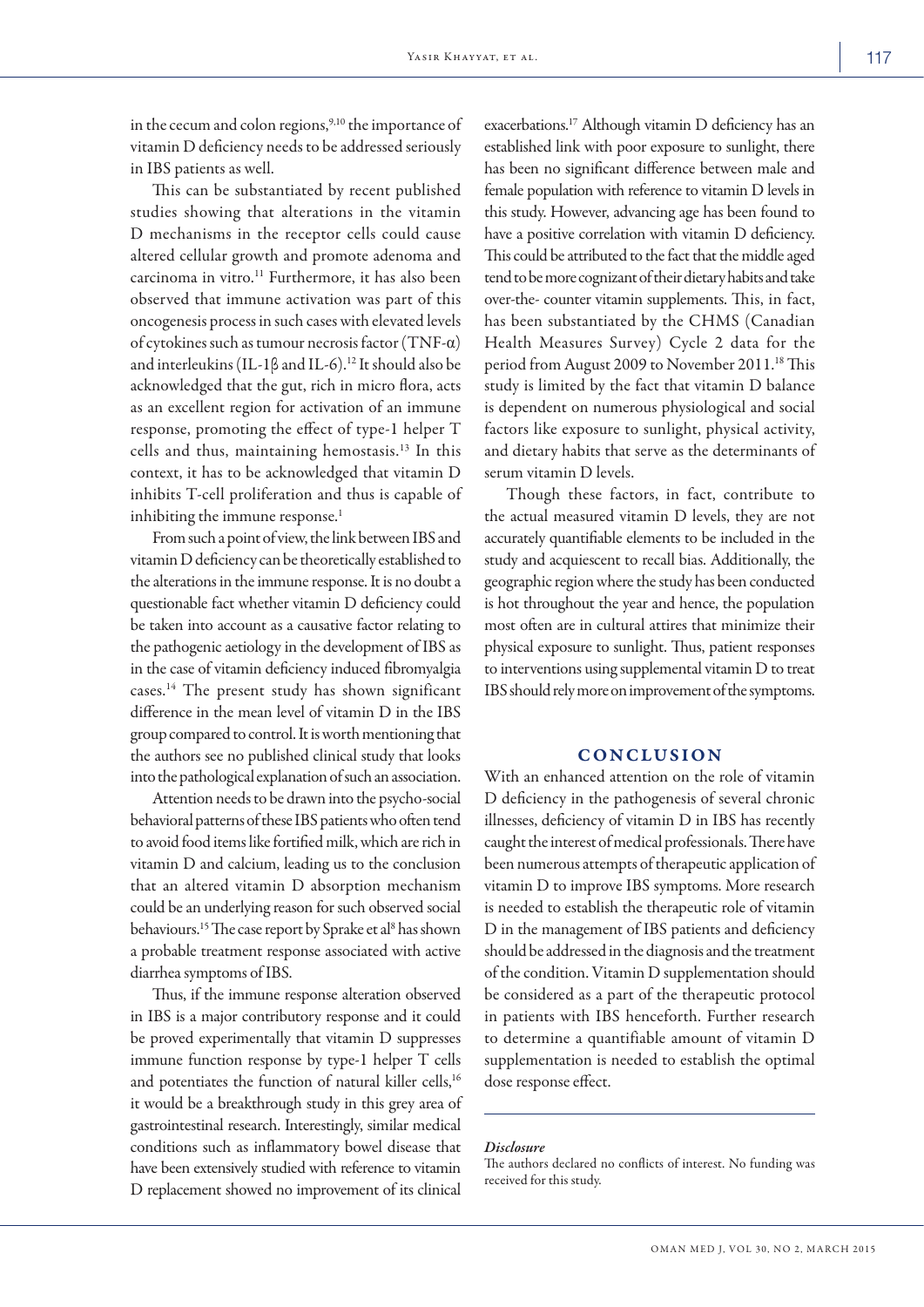in the cecum and colon regions,[9,10] the importance of vitamin D deficiency needs to be addressed seriously in IBS patients as well.

This can be substantiated by recent published studies showing that alterations in the vitamin D mechanisms in the receptor cells could cause altered cellular growth and promote adenoma and carcinoma in vitro.[11] Furthermore, it has also been observed that immune activation was part of this oncogenesis process in such cases with elevated levels of cytokines such as tumour necrosis factor (TNF-α) and interleukins (IL-1β and IL-6).[12] It should also be acknowledged that the gut, rich in micro flora, acts as an excellent region for activation of an immune response, promoting the effect of type-1 helper T cells and thus, maintaining hemostasis.[13] In this context, it has to be acknowledged that vitamin D inhibits T-cell proliferation and thus is capable of inhibiting the immune response.[1]

From such a point of view, the link between IBS and vitamin D deficiency can be theoretically established to the alterations in the immune response. It is no doubt a questionable fact whether vitamin D deficiency could be taken into account as a causative factor relating to the pathogenic aetiology in the development of IBS as in the case of vitamin deficiency induced fibromyalgia cases.[14] The present study has shown significant difference in the mean level of vitamin D in the IBS group compared to control. It is worth mentioning that the authors see no published clinical study that looks into the pathological explanation of such an association.

Attention needs to be drawn into the psycho-social behavioral patterns of these IBS patients who often tend to avoid food items like fortified milk, which are rich in vitamin D and calcium, leading us to the conclusion that an altered vitamin D absorption mechanism could be an underlying reason for such observed social behaviours.[15] The case report by Sprake et al[8] has shown a probable treatment response associated with active diarrhea symptoms of IBS.

Thus, if the immune response alteration observed in IBS is a major contributory response and it could be proved experimentally that vitamin D suppresses immune function response by type-1 helper T cells and potentiates the function of natural killer cells,[16] it would be a breakthrough study in this grey area of gastrointestinal research. Interestingly, similar medical conditions such as inflammatory bowel disease that have been extensively studied with reference to vitamin D replacement showed no improvement of its clinical exacerbations.[17] Although vitamin D deficiency has an established link with poor exposure to sunlight, there has been no significant difference between male and female population with reference to vitamin D levels in this study. However, advancing age has been found to have a positive correlation with vitamin D deficiency. This could be attributed to the fact that the middle aged tend to be more cognizant of their dietary habits and take over-the- counter vitamin supplements. This, in fact, has been substantiated by the CHMS (Canadian Health Measures Survey) Cycle 2 data for the period from August 2009 to November 2011.[18] This study is limited by the fact that vitamin D balance is dependent on numerous physiological and social factors like exposure to sunlight, physical activity, and dietary habits that serve as the determinants of serum vitamin D levels.

Though these factors, in fact, contribute to the actual measured vitamin D levels, they are not accurately quantifiable elements to be included in the study and acquiescent to recall bias. Additionally, the geographic region where the study has been conducted is hot throughout the year and hence, the population most often are in cultural attires that minimize their physical exposure to sunlight. Thus, patient responses to interventions using supplemental vitamin D to treat IBS should rely more on improvement of the symptoms.

## CONCLUSION

With an enhanced attention on the role of vitamin D deficiency in the pathogenesis of several chronic illnesses, deficiency of vitamin D in IBS has recently caught the interest of medical professionals. There have been numerous attempts of therapeutic application of vitamin D to improve IBS symptoms. More research is needed to establish the therapeutic role of vitamin D in the management of IBS patients and deficiency should be addressed in the diagnosis and the treatment of the condition. Vitamin D supplementation should be considered as a part of the therapeutic protocol in patients with IBS henceforth. Further research to determine a quantifiable amount of vitamin D supplementation is needed to establish the optimal dose response effect.

***Disclosure***

The authors declared no conflicts of interest. No funding was received for this study.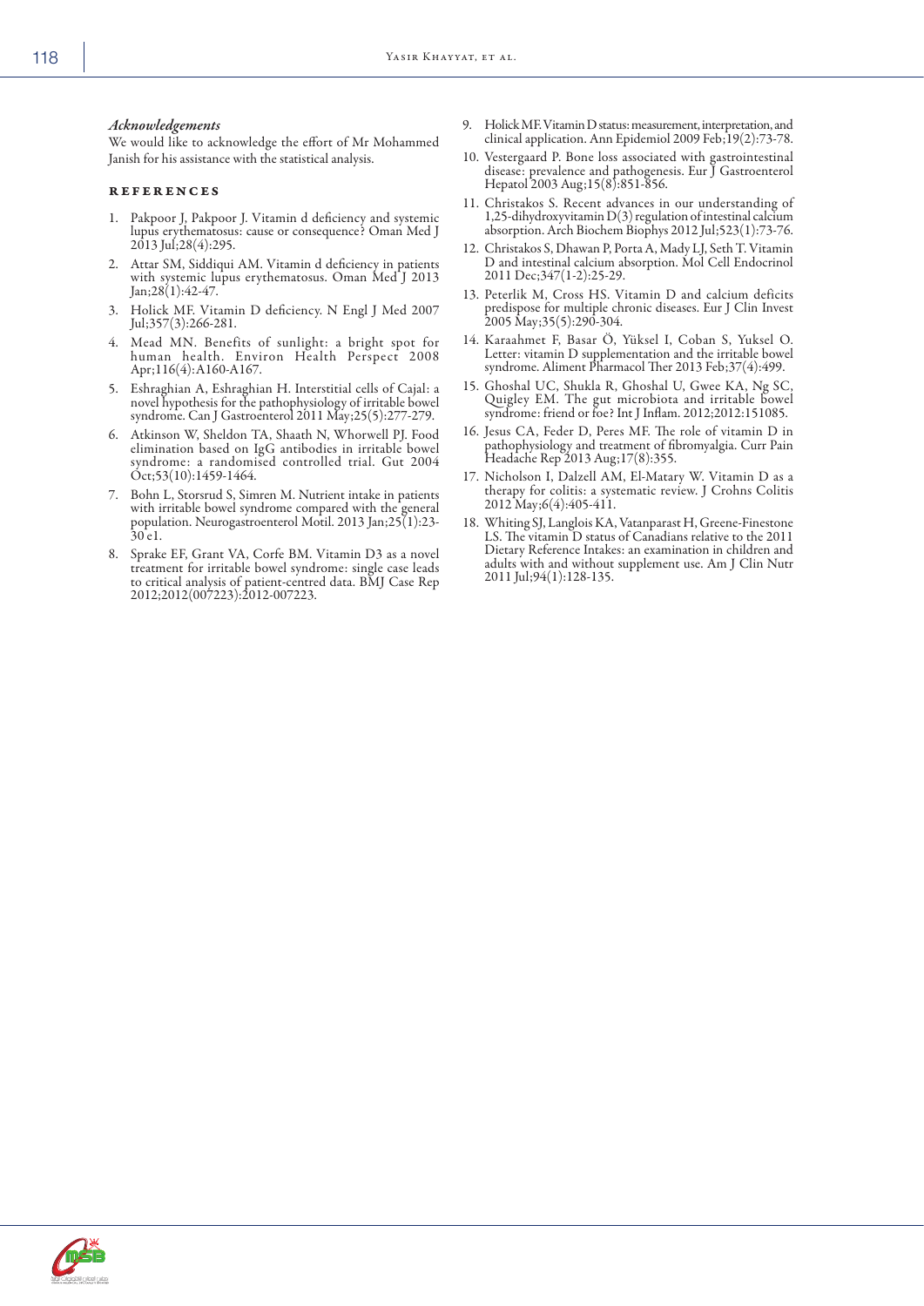### *Acknowledgements*

We would like to acknowledge the effort of Mr Mohammed Janish for his assistance with the statistical analysis.

## References

1. Pakpoor J, Pakpoor J. Vitamin d deficiency and systemic lupus erythematosus: cause or consequence? Oman Med J 2013 Jul;28(4):295.
2. Attar SM, Siddiqui AM. Vitamin d deficiency in patients with systemic lupus erythematosus. Oman Med J 2013 Jan;28(1):42-47.
3. Holick MF. Vitamin D deficiency. N Engl J Med 2007 Jul;357(3):266-281.
4. Mead MN. Benefits of sunlight: a bright spot for human health. Environ Health Perspect 2008 Apr;116(4):A160-A167.
5. Eshraghian A, Eshraghian H. Interstitial cells of Cajal: a novel hypothesis for the pathophysiology of irritable bowel syndrome. Can J Gastroenterol 2011 May;25(5):277-279.
6. Atkinson W, Sheldon TA, Shaath N, Whorwell PJ. Food elimination based on IgG antibodies in irritable bowel syndrome: a randomised controlled trial. Gut 2004 Oct;53(10):1459-1464.
7. Bohn L, Storsrud S, Simren M. Nutrient intake in patients with irritable bowel syndrome compared with the general population. Neurogastroenterol Motil. 2013 Jan;25(1):23-30 e1.
8. Sprake EF, Grant VA, Corfe BM. Vitamin D3 as a novel treatment for irritable bowel syndrome: single case leads to critical analysis of patient-centred data. BMJ Case Rep 2012;2012(007223):2012-007223.
9. Holick MF. Vitamin D status: measurement, interpretation, and clinical application. Ann Epidemiol 2009 Feb;19(2):73-78.
10. Vestergaard P. Bone loss associated with gastrointestinal disease: prevalence and pathogenesis. Eur J Gastroenterol Hepatol 2003 Aug;15(8):851-856.
11. Christakos S. Recent advances in our understanding of 1,25-dihydroxyvitamin D(3) regulation of intestinal calcium absorption. Arch Biochem Biophys 2012 Jul;523(1):73-76.
12. Christakos S, Dhawan P, Porta A, Mady LJ, Seth T. Vitamin D and intestinal calcium absorption. Mol Cell Endocrinol 2011 Dec;347(1-2):25-29.
13. Peterlik M, Cross HS. Vitamin D and calcium deficits predispose for multiple chronic diseases. Eur J Clin Invest 2005 May;35(5):290-304.
14. Karaahmet F, Basar Ö, Yüksel I, Coban S, Yuksel O. Letter: vitamin D supplementation and the irritable bowel syndrome. Aliment Pharmacol Ther 2013 Feb;37(4):499.
15. Ghoshal UC, Shukla R, Ghoshal U, Gwee KA, Ng SC, Quigley EM. The gut microbiota and irritable bowel syndrome: friend or foe? Int J Inflam. 2012;2012:151085.
16. Jesus CA, Feder D, Peres MF. The role of vitamin D in pathophysiology and treatment of fibromyalgia. Curr Pain Headache Rep 2013 Aug;17(8):355.
17. Nicholson I, Dalzell AM, El-Matary W. Vitamin D as a therapy for colitis: a systematic review. J Crohns Colitis 2012 May;6(4):405-411.
18. Whiting SJ, Langlois KA, Vatanparast H, Greene-Finestone LS. The vitamin D status of Canadians relative to the 2011 Dietary Reference Intakes: an examination in children and adults with and without supplement use. Am J Clin Nutr 2011 Jul;94(1):128-135.